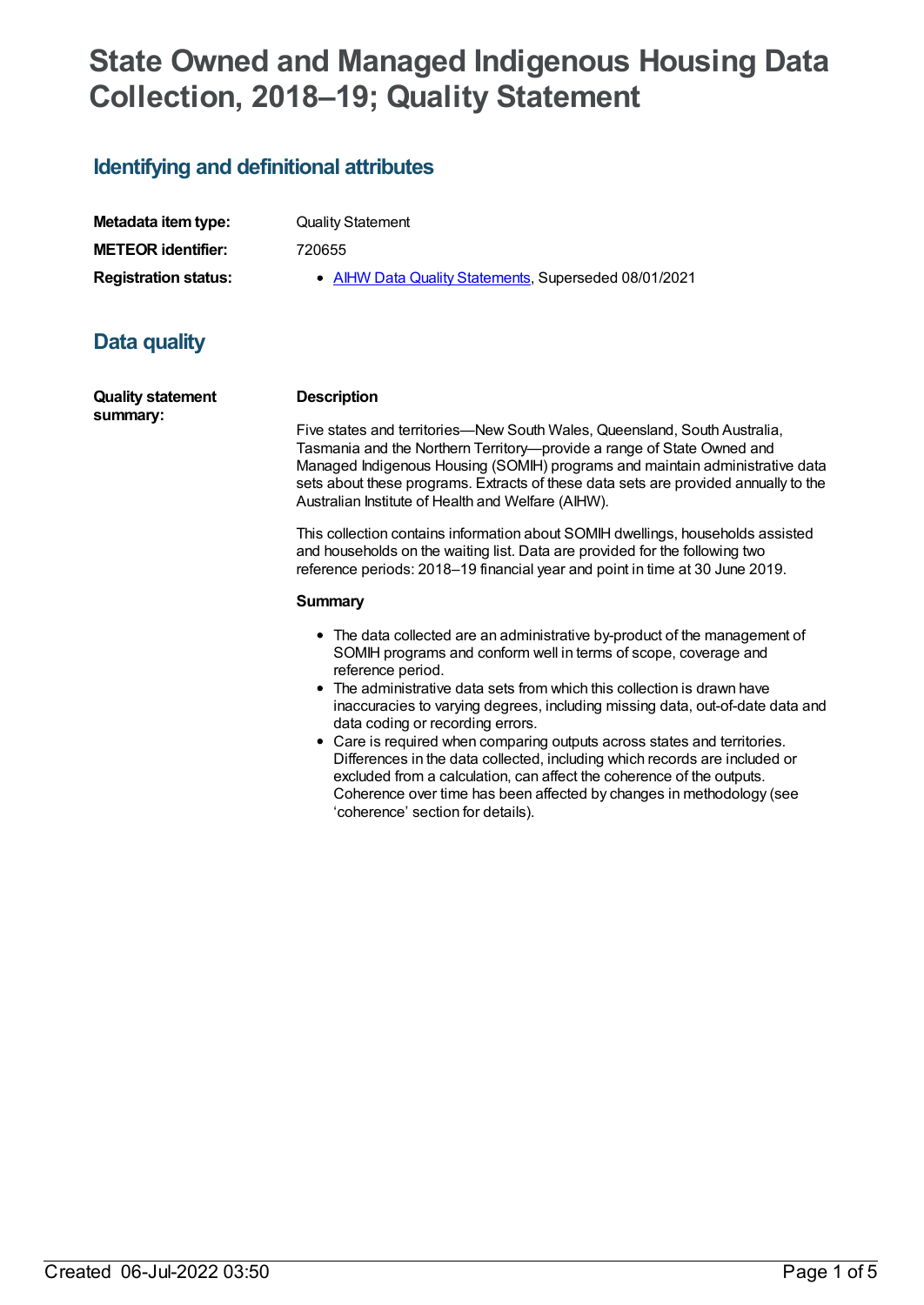# State Owned and Managed Indigenous Housing Data Collection, 2018–19; Quality Statement

## Identifying and definitional attributes

| | |
|---|---|
| **Metadata item type:** | Quality Statement |
| **METEOR identifier:** | 720655 |
| **Registration status:** | • AIHW Data Quality Statements, Superseded 08/01/2021 |

## Data quality

**Quality statement summary:**

**Description**

Five states and territories—New South Wales, Queensland, South Australia, Tasmania and the Northern Territory—provide a range of State Owned and Managed Indigenous Housing (SOMIH) programs and maintain administrative data sets about these programs. Extracts of these data sets are provided annually to the Australian Institute of Health and Welfare (AIHW).

This collection contains information about SOMIH dwellings, households assisted and households on the waiting list. Data are provided for the following two reference periods: 2018–19 financial year and point in time at 30 June 2019.

**Summary**

- The data collected are an administrative by-product of the management of SOMIH programs and conform well in terms of scope, coverage and reference period.
- The administrative data sets from which this collection is drawn have inaccuracies to varying degrees, including missing data, out-of-date data and data coding or recording errors.
- Care is required when comparing outputs across states and territories. Differences in the data collected, including which records are included or excluded from a calculation, can affect the coherence of the outputs. Coherence over time has been affected by changes in methodology (see 'coherence' section for details).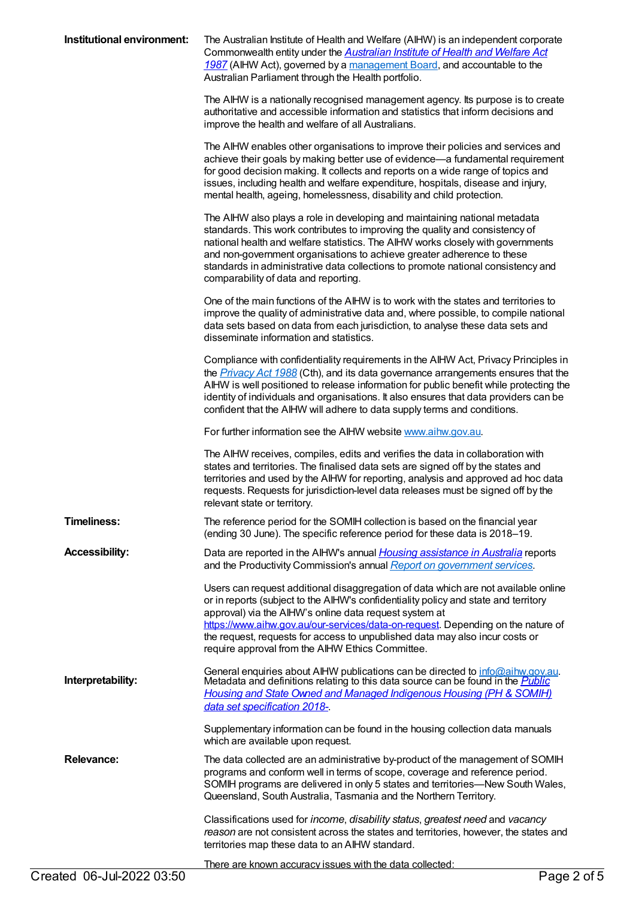**Institutional environment:**

The Australian Institute of Health and Welfare (AIHW) is an independent corporate Commonwealth entity under the *Australian Institute of Health and Welfare Act 1987* (AIHW Act), governed by a management Board, and accountable to the Australian Parliament through the Health portfolio.

The AIHW is a nationally recognised management agency. Its purpose is to create authoritative and accessible information and statistics that inform decisions and improve the health and welfare of all Australians.

The AIHW enables other organisations to improve their policies and services and achieve their goals by making better use of evidence—a fundamental requirement for good decision making. It collects and reports on a wide range of topics and issues, including health and welfare expenditure, hospitals, disease and injury, mental health, ageing, homelessness, disability and child protection.

The AIHW also plays a role in developing and maintaining national metadata standards. This work contributes to improving the quality and consistency of national health and welfare statistics. The AIHW works closely with governments and non-government organisations to achieve greater adherence to these standards in administrative data collections to promote national consistency and comparability of data and reporting.

One of the main functions of the AIHW is to work with the states and territories to improve the quality of administrative data and, where possible, to compile national data sets based on data from each jurisdiction, to analyse these data sets and disseminate information and statistics.

Compliance with confidentiality requirements in the AIHW Act, Privacy Principles in the *Privacy Act 1988* (Cth), and its data governance arrangements ensures that the AIHW is well positioned to release information for public benefit while protecting the identity of individuals and organisations. It also ensures that data providers can be confident that the AIHW will adhere to data supply terms and conditions.

For further information see the AIHW website www.aihw.gov.au.

The AIHW receives, compiles, edits and verifies the data in collaboration with states and territories. The finalised data sets are signed off by the states and territories and used by the AIHW for reporting, analysis and approved ad hoc data requests. Requests for jurisdiction-level data releases must be signed off by the relevant state or territory.

**Timeliness:**

The reference period for the SOMIH collection is based on the financial year (ending 30 June). The specific reference period for these data is 2018–19.

**Accessibility:**

Data are reported in the AIHW's annual *Housing assistance in Australia* reports and the Productivity Commission's annual *Report on government services*.

Users can request additional disaggregation of data which are not available online or in reports (subject to the AIHW's confidentiality policy and state and territory approval) via the AIHW's online data request system at https://www.aihw.gov.au/our-services/data-on-request. Depending on the nature of the request, requests for access to unpublished data may also incur costs or require approval from the AIHW Ethics Committee.

General enquiries about AIHW publications can be directed to info@aihw.gov.au.

**Interpretability:**

Metadata and definitions relating to this data source can be found in the *Public Housing and State Owned and Managed Indigenous Housing (PH & SOMIH) data set specification 2018-*.

Supplementary information can be found in the housing collection data manuals which are available upon request.

**Relevance:**

The data collected are an administrative by-product of the management of SOMIH programs and conform well in terms of scope, coverage and reference period. SOMIH programs are delivered in only 5 states and territories—New South Wales, Queensland, South Australia, Tasmania and the Northern Territory.

Classifications used for *income*, *disability status*, *greatest need* and *vacancy reason* are not consistent across the states and territories, however, the states and territories map these data to an AIHW standard.

There are known accuracy issues with the data collected: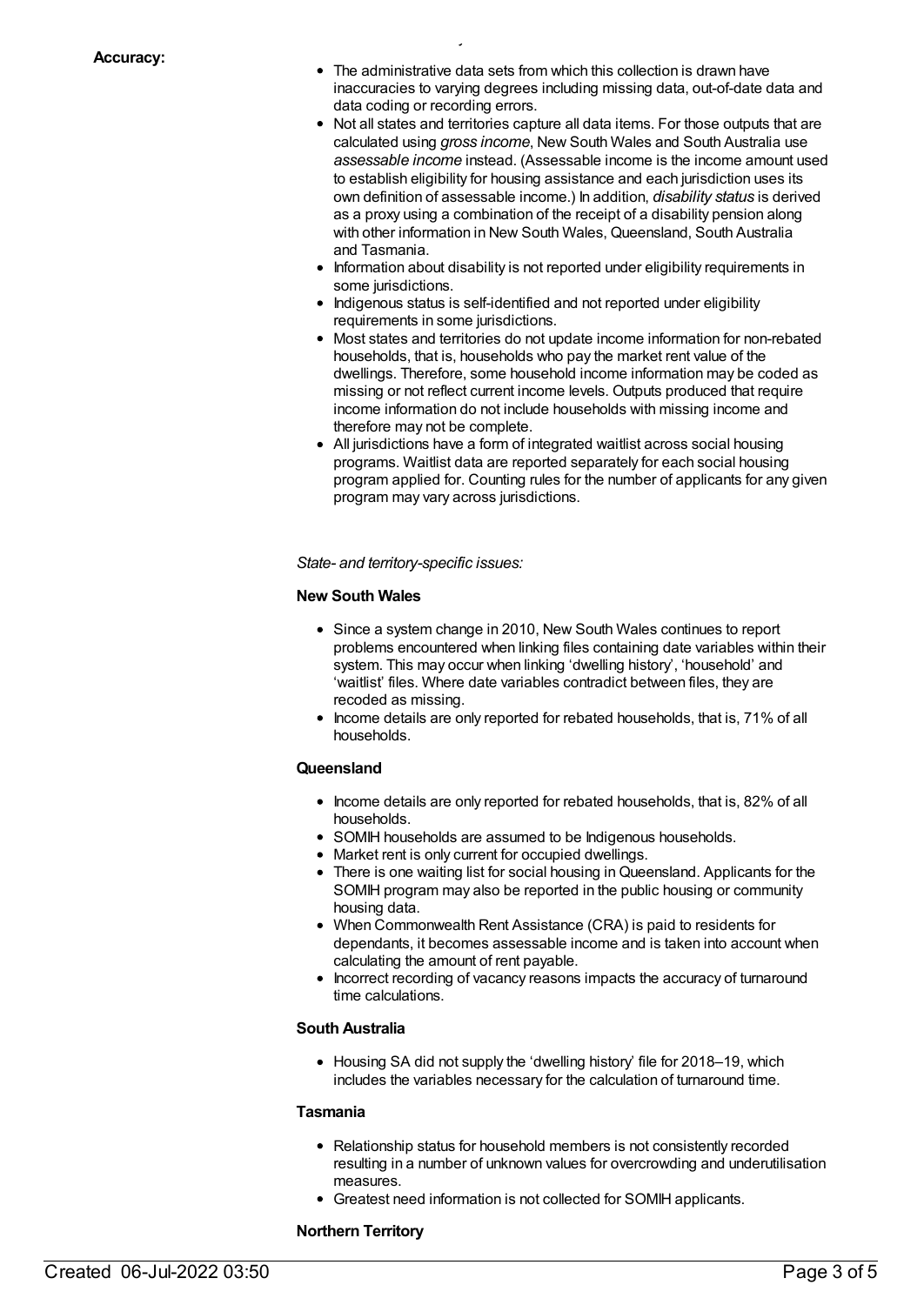**Accuracy:**

- The administrative data sets from which this collection is drawn have inaccuracies to varying degrees including missing data, out-of-date data and data coding or recording errors.
- Not all states and territories capture all data items. For those outputs that are calculated using *gross income*, New South Wales and South Australia use *assessable income* instead. (Assessable income is the income amount used to establish eligibility for housing assistance and each jurisdiction uses its own definition of assessable income.) In addition, *disability status* is derived as a proxy using a combination of the receipt of a disability pension along with other information in New South Wales, Queensland, South Australia and Tasmania.
- Information about disability is not reported under eligibility requirements in some jurisdictions.
- Indigenous status is self-identified and not reported under eligibility requirements in some jurisdictions.
- Most states and territories do not update income information for non-rebated households, that is, households who pay the market rent value of the dwellings. Therefore, some household income information may be coded as missing or not reflect current income levels. Outputs produced that require income information do not include households with missing income and therefore may not be complete.
- All jurisdictions have a form of integrated waitlist across social housing programs. Waitlist data are reported separately for each social housing program applied for. Counting rules for the number of applicants for any given program may vary across jurisdictions.

*State- and territory-specific issues:*

**New South Wales**

- Since a system change in 2010, New South Wales continues to report problems encountered when linking files containing date variables within their system. This may occur when linking 'dwelling history', 'household' and 'waitlist' files. Where date variables contradict between files, they are recoded as missing.
- Income details are only reported for rebated households, that is, 71% of all households.

**Queensland**

- Income details are only reported for rebated households, that is, 82% of all households.
- SOMIH households are assumed to be Indigenous households.
- Market rent is only current for occupied dwellings.
- There is one waiting list for social housing in Queensland. Applicants for the SOMIH program may also be reported in the public housing or community housing data.
- When Commonwealth Rent Assistance (CRA) is paid to residents for dependants, it becomes assessable income and is taken into account when calculating the amount of rent payable.
- Incorrect recording of vacancy reasons impacts the accuracy of turnaround time calculations.

**South Australia**

- Housing SA did not supply the 'dwelling history' file for 2018–19, which includes the variables necessary for the calculation of turnaround time.

**Tasmania**

- Relationship status for household members is not consistently recorded resulting in a number of unknown values for overcrowding and underutilisation measures.
- Greatest need information is not collected for SOMIH applicants.

**Northern Territory**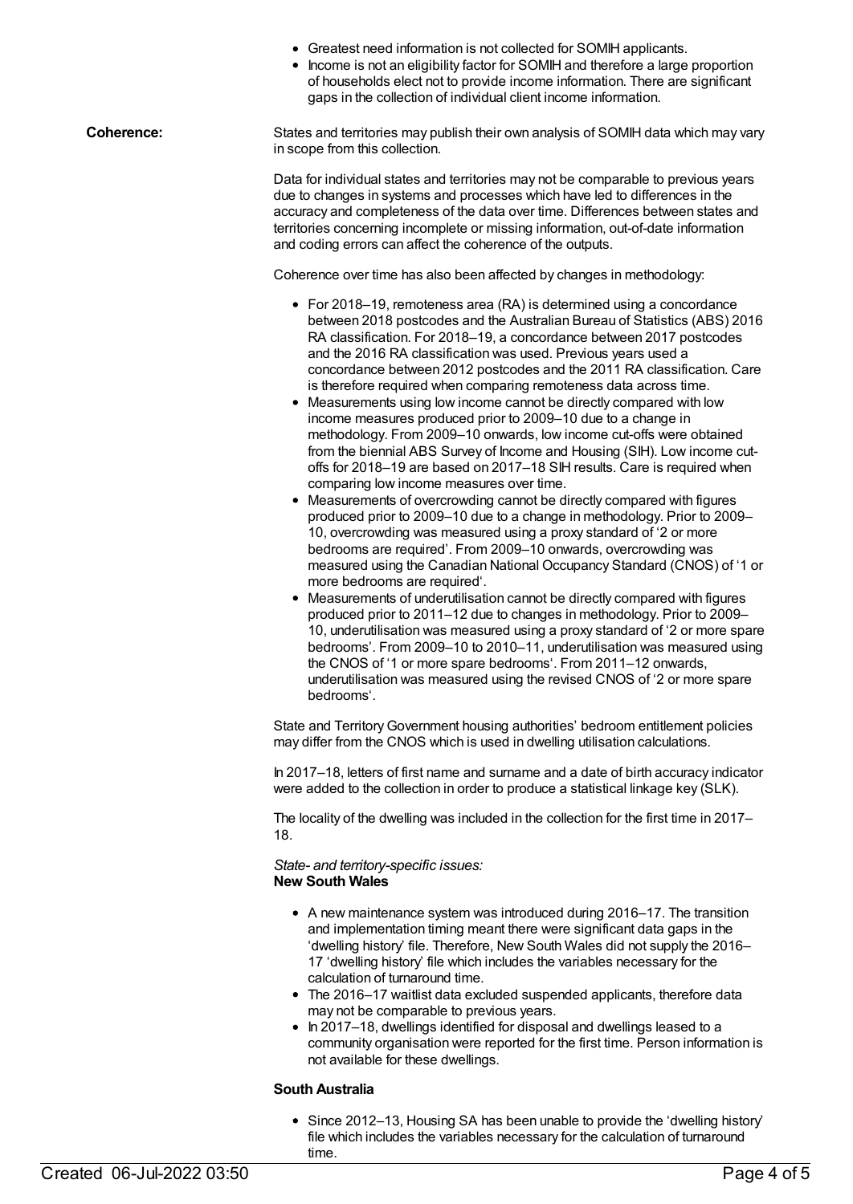- Greatest need information is not collected for SOMIH applicants.
- Income is not an eligibility factor for SOMIH and therefore a large proportion of households elect not to provide income information. There are significant gaps in the collection of individual client income information.

**Coherence:**

States and territories may publish their own analysis of SOMIH data which may vary in scope from this collection.

Data for individual states and territories may not be comparable to previous years due to changes in systems and processes which have led to differences in the accuracy and completeness of the data over time. Differences between states and territories concerning incomplete or missing information, out-of-date information and coding errors can affect the coherence of the outputs.

Coherence over time has also been affected by changes in methodology:

- For 2018–19, remoteness area (RA) is determined using a concordance between 2018 postcodes and the Australian Bureau of Statistics (ABS) 2016 RA classification. For 2018–19, a concordance between 2017 postcodes and the 2016 RA classification was used. Previous years used a concordance between 2012 postcodes and the 2011 RA classification. Care is therefore required when comparing remoteness data across time.
- Measurements using low income cannot be directly compared with low income measures produced prior to 2009–10 due to a change in methodology. From 2009–10 onwards, low income cut-offs were obtained from the biennial ABS Survey of Income and Housing (SIH). Low income cut-offs for 2018–19 are based on 2017–18 SIH results. Care is required when comparing low income measures over time.
- Measurements of overcrowding cannot be directly compared with figures produced prior to 2009–10 due to a change in methodology. Prior to 2009–10, overcrowding was measured using a proxy standard of '2 or more bedrooms are required'. From 2009–10 onwards, overcrowding was measured using the Canadian National Occupancy Standard (CNOS) of '1 or more bedrooms are required'.
- Measurements of underutilisation cannot be directly compared with figures produced prior to 2011–12 due to changes in methodology. Prior to 2009–10, underutilisation was measured using a proxy standard of '2 or more spare bedrooms'. From 2009–10 to 2010–11, underutilisation was measured using the CNOS of '1 or more spare bedrooms'. From 2011–12 onwards, underutilisation was measured using the revised CNOS of '2 or more spare bedrooms'.

State and Territory Government housing authorities' bedroom entitlement policies may differ from the CNOS which is used in dwelling utilisation calculations.

In 2017–18, letters of first name and surname and a date of birth accuracy indicator were added to the collection in order to produce a statistical linkage key (SLK).

The locality of the dwelling was included in the collection for the first time in 2017–18.

*State- and territory-specific issues:*
**New South Wales**

- A new maintenance system was introduced during 2016–17. The transition and implementation timing meant there were significant data gaps in the 'dwelling history' file. Therefore, New South Wales did not supply the 2016–17 'dwelling history' file which includes the variables necessary for the calculation of turnaround time.
- The 2016–17 waitlist data excluded suspended applicants, therefore data may not be comparable to previous years.
- In 2017–18, dwellings identified for disposal and dwellings leased to a community organisation were reported for the first time. Person information is not available for these dwellings.

**South Australia**

- Since 2012–13, Housing SA has been unable to provide the 'dwelling history' file which includes the variables necessary for the calculation of turnaround time.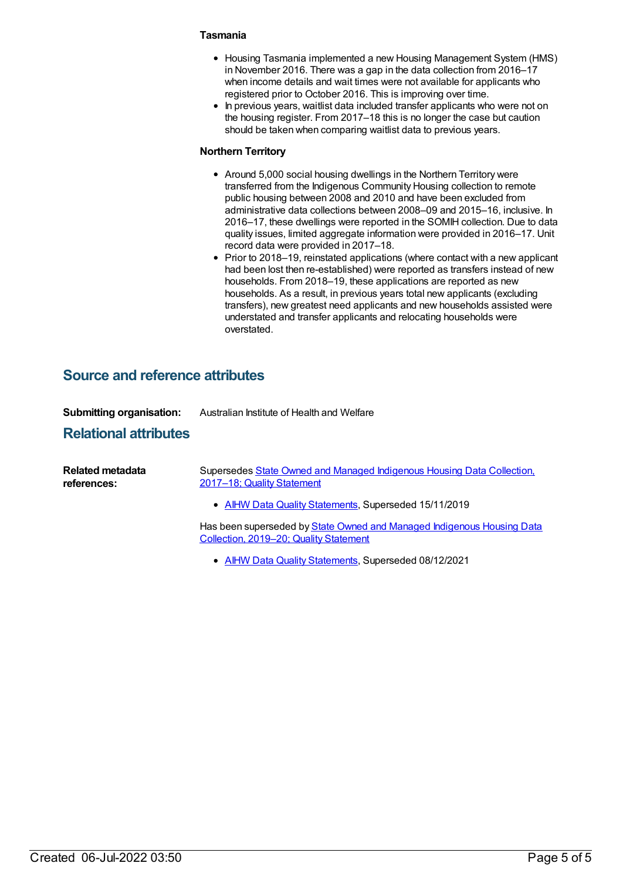**Tasmania**

- Housing Tasmania implemented a new Housing Management System (HMS) in November 2016. There was a gap in the data collection from 2016–17 when income details and wait times were not available for applicants who registered prior to October 2016. This is improving over time.
- In previous years, waitlist data included transfer applicants who were not on the housing register. From 2017–18 this is no longer the case but caution should be taken when comparing waitlist data to previous years.

**Northern Territory**

- Around 5,000 social housing dwellings in the Northern Territory were transferred from the Indigenous Community Housing collection to remote public housing between 2008 and 2010 and have been excluded from administrative data collections between 2008–09 and 2015–16, inclusive. In 2016–17, these dwellings were reported in the SOMIH collection. Due to data quality issues, limited aggregate information were provided in 2016–17. Unit record data were provided in 2017–18.
- Prior to 2018–19, reinstated applications (where contact with a new applicant had been lost then re-established) were reported as transfers instead of new households. From 2018–19, these applications are reported as new households. As a result, in previous years total new applicants (excluding transfers), new greatest need applicants and new households assisted were understated and transfer applicants and relocating households were overstated.

## Source and reference attributes

**Submitting organisation:** Australian Institute of Health and Welfare

## Relational attributes

**Related metadata references:**

Supersedes State Owned and Managed Indigenous Housing Data Collection, 2017–18; Quality Statement

- AIHW Data Quality Statements, Superseded 15/11/2019

Has been superseded by State Owned and Managed Indigenous Housing Data Collection, 2019–20; Quality Statement

- AIHW Data Quality Statements, Superseded 08/12/2021